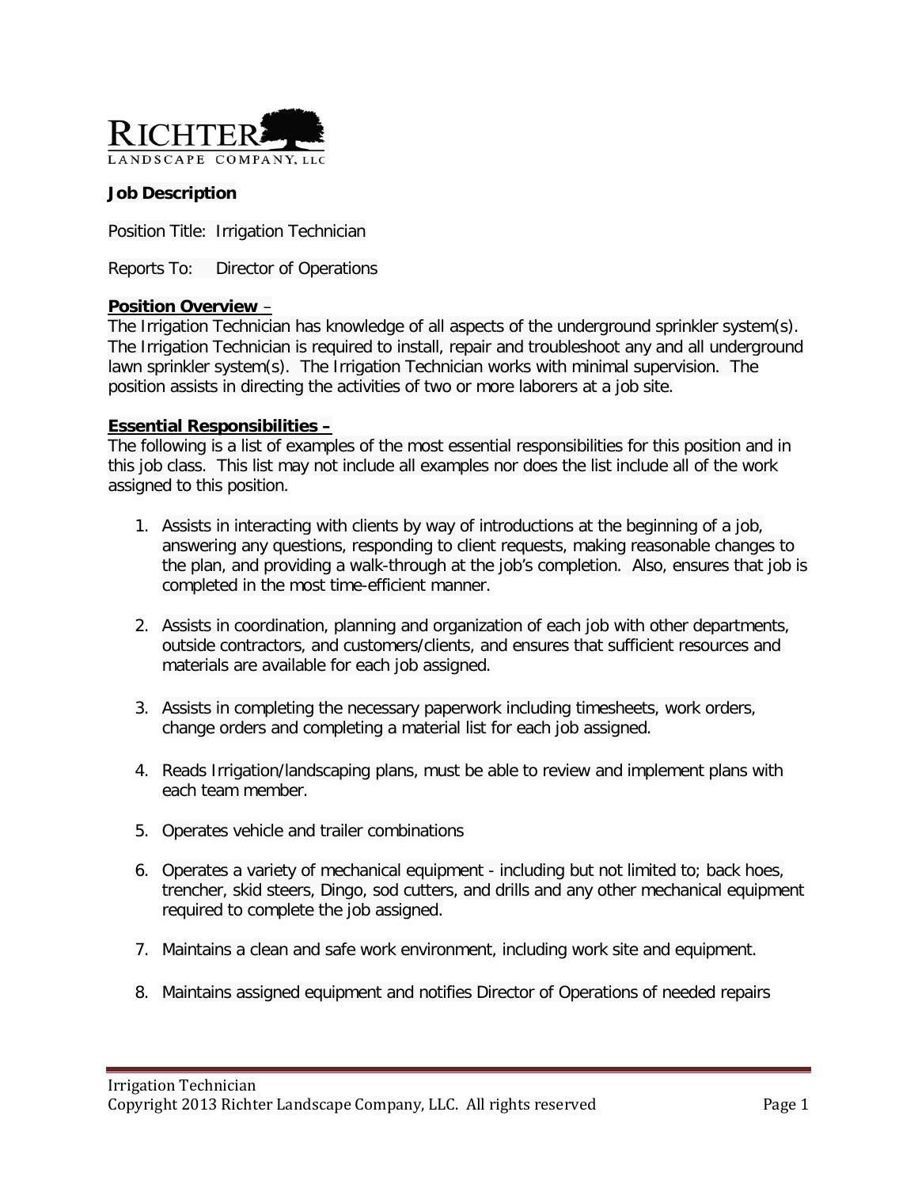RICHTER
LANDSCAPE COMPANY, LLC

**Job Description**

Position Title: Irrigation Technician

Reports To: Director of Operations

**Position Overview** –
The Irrigation Technician has knowledge of all aspects of the underground sprinkler system(s). The Irrigation Technician is required to install, repair and troubleshoot any and all underground lawn sprinkler system(s). The Irrigation Technician works with minimal supervision. The position assists in directing the activities of two or more laborers at a job site.

**Essential Responsibilities –**
The following is a list of examples of the most essential responsibilities for this position and in this job class. This list may not include all examples nor does the list include all of the work assigned to this position.

1. Assists in interacting with clients by way of introductions at the beginning of a job, answering any questions, responding to client requests, making reasonable changes to the plan, and providing a walk-through at the job's completion. Also, ensures that job is completed in the most time-efficient manner.

2. Assists in coordination, planning and organization of each job with other departments, outside contractors, and customers/clients, and ensures that sufficient resources and materials are available for each job assigned.

3. Assists in completing the necessary paperwork including timesheets, work orders, change orders and completing a material list for each job assigned.

4. Reads Irrigation/landscaping plans, must be able to review and implement plans with each team member.

5. Operates vehicle and trailer combinations

6. Operates a variety of mechanical equipment - including but not limited to; back hoes, trencher, skid steers, Dingo, sod cutters, and drills and any other mechanical equipment required to complete the job assigned.

7. Maintains a clean and safe work environment, including work site and equipment.

8. Maintains assigned equipment and notifies Director of Operations of needed repairs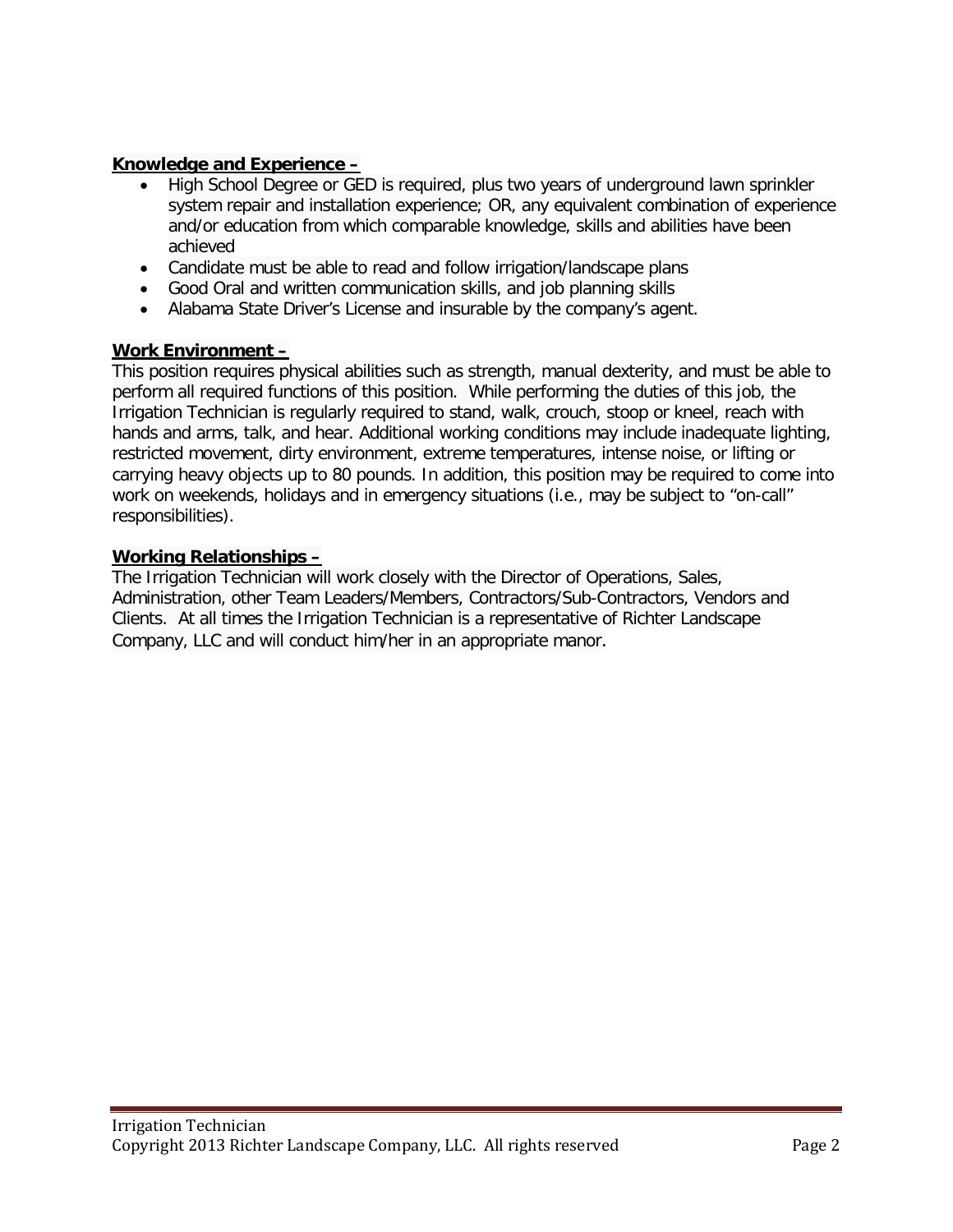**Knowledge and Experience –**

- High School Degree or GED is required, plus two years of underground lawn sprinkler system repair and installation experience; OR, any equivalent combination of experience and/or education from which comparable knowledge, skills and abilities have been achieved
- Candidate must be able to read and follow irrigation/landscape plans
- Good Oral and written communication skills, and job planning skills
- Alabama State Driver's License and insurable by the company's agent.

**Work Environment –**

This position requires physical abilities such as strength, manual dexterity, and must be able to perform all required functions of this position. While performing the duties of this job, the Irrigation Technician is regularly required to stand, walk, crouch, stoop or kneel, reach with hands and arms, talk, and hear. Additional working conditions may include inadequate lighting, restricted movement, dirty environment, extreme temperatures, intense noise, or lifting or carrying heavy objects up to 80 pounds. In addition, this position may be required to come into work on weekends, holidays and in emergency situations (i.e., may be subject to "on-call" responsibilities).

**Working Relationships –**

The Irrigation Technician will work closely with the Director of Operations, Sales, Administration, other Team Leaders/Members, Contractors/Sub-Contractors, Vendors and Clients. At all times the Irrigation Technician is a representative of Richter Landscape Company, LLC and will conduct him/her in an appropriate manor.